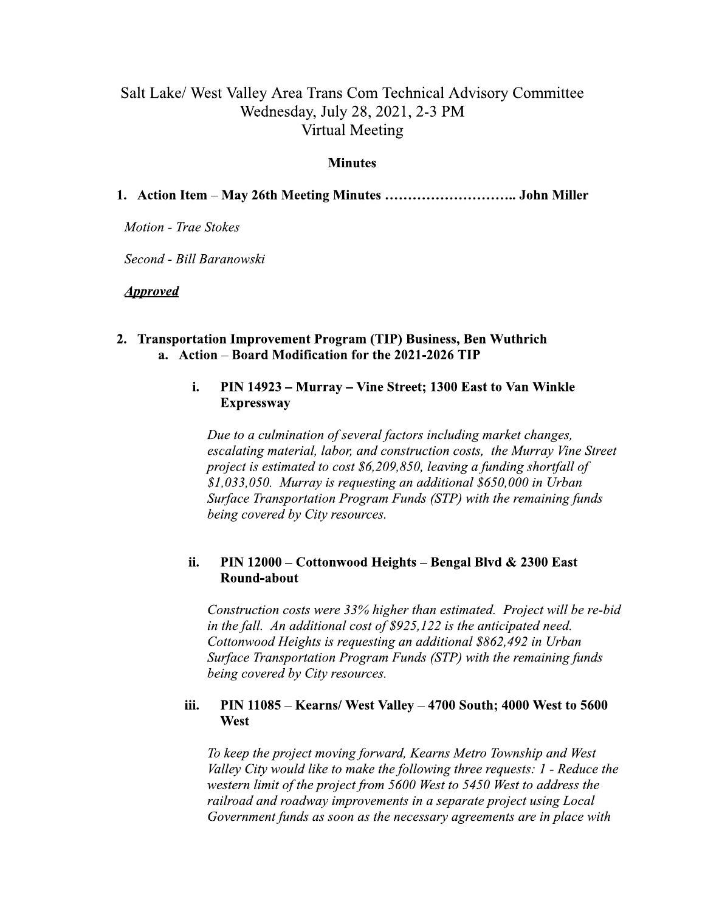# Salt Lake/ West Valley Area Trans Com Technical Advisory Committee
## Wednesday, July 28, 2021, 2-3 PM
## Virtual Meeting

**Minutes**

1. **Action Item – May 26th Meeting Minutes ……………………….. John Miller**

   *Motion - Trae Stokes*

   *Second - Bill Baranowski*

   ***Approved***

2. **Transportation Improvement Program (TIP) Business, Ben Wuthrich**
   a. **Action – Board Modification for the 2021-2026 TIP**

      i. **PIN 14923 – Murray – Vine Street; 1300 East to Van Winkle Expressway**

         *Due to a culmination of several factors including market changes, escalating material, labor, and construction costs, the Murray Vine Street project is estimated to cost $6,209,850, leaving a funding shortfall of $1,033,050. Murray is requesting an additional $650,000 in Urban Surface Transportation Program Funds (STP) with the remaining funds being covered by City resources.*

      ii. **PIN 12000 – Cottonwood Heights – Bengal Blvd & 2300 East Round-about**

         *Construction costs were 33% higher than estimated. Project will be re-bid in the fall. An additional cost of $925,122 is the anticipated need. Cottonwood Heights is requesting an additional $862,492 in Urban Surface Transportation Program Funds (STP) with the remaining funds being covered by City resources.*

      iii. **PIN 11085 – Kearns/ West Valley – 4700 South; 4000 West to 5600 West**

         *To keep the project moving forward, Kearns Metro Township and West Valley City would like to make the following three requests: 1 - Reduce the western limit of the project from 5600 West to 5450 West to address the railroad and roadway improvements in a separate project using Local Government funds as soon as the necessary agreements are in place with*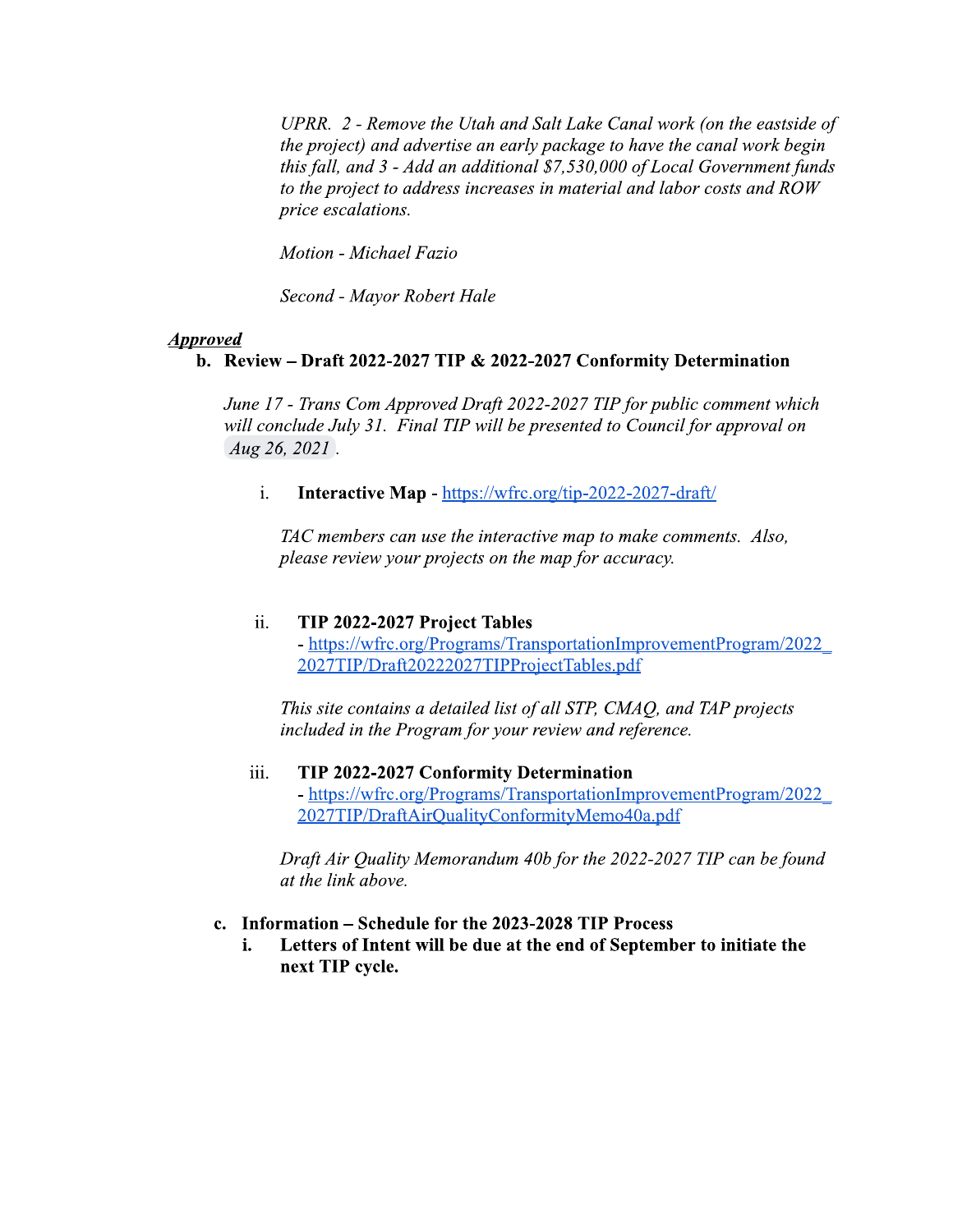*UPRR. 2 - Remove the Utah and Salt Lake Canal work (on the eastside of the project) and advertise an early package to have the canal work begin this fall, and 3 - Add an additional $7,530,000 of Local Government funds to the project to address increases in material and labor costs and ROW price escalations.*

*Motion - Michael Fazio*

*Second - Mayor Robert Hale*

***Approved***

**b. Review – Draft 2022-2027 TIP & 2022-2027 Conformity Determination**

*June 17 - Trans Com Approved Draft 2022-2027 TIP for public comment which will conclude July 31. Final TIP will be presented to Council for approval on Aug 26, 2021 .*

i. **Interactive Map** - [https://wfrc.org/tip-2022-2027-draft/](https://wfrc.org/tip-2022-2027-draft/)

*TAC members can use the interactive map to make comments. Also, please review your projects on the map for accuracy.*

ii. **TIP 2022-2027 Project Tables** - [https://wfrc.org/Programs/TransportationImprovementProgram/2022_2027TIP/Draft20222027TIPProjectTables.pdf](https://wfrc.org/Programs/TransportationImprovementProgram/2022_2027TIP/Draft20222027TIPProjectTables.pdf)

*This site contains a detailed list of all STP, CMAQ, and TAP projects included in the Program for your review and reference.*

iii. **TIP 2022-2027 Conformity Determination** - [https://wfrc.org/Programs/TransportationImprovementProgram/2022_2027TIP/DraftAirQualityConformityMemo40a.pdf](https://wfrc.org/Programs/TransportationImprovementProgram/2022_2027TIP/DraftAirQualityConformityMemo40a.pdf)

*Draft Air Quality Memorandum 40b for the 2022-2027 TIP can be found at the link above.*

**c. Information – Schedule for the 2023-2028 TIP Process**

**i. Letters of Intent will be due at the end of September to initiate the next TIP cycle.**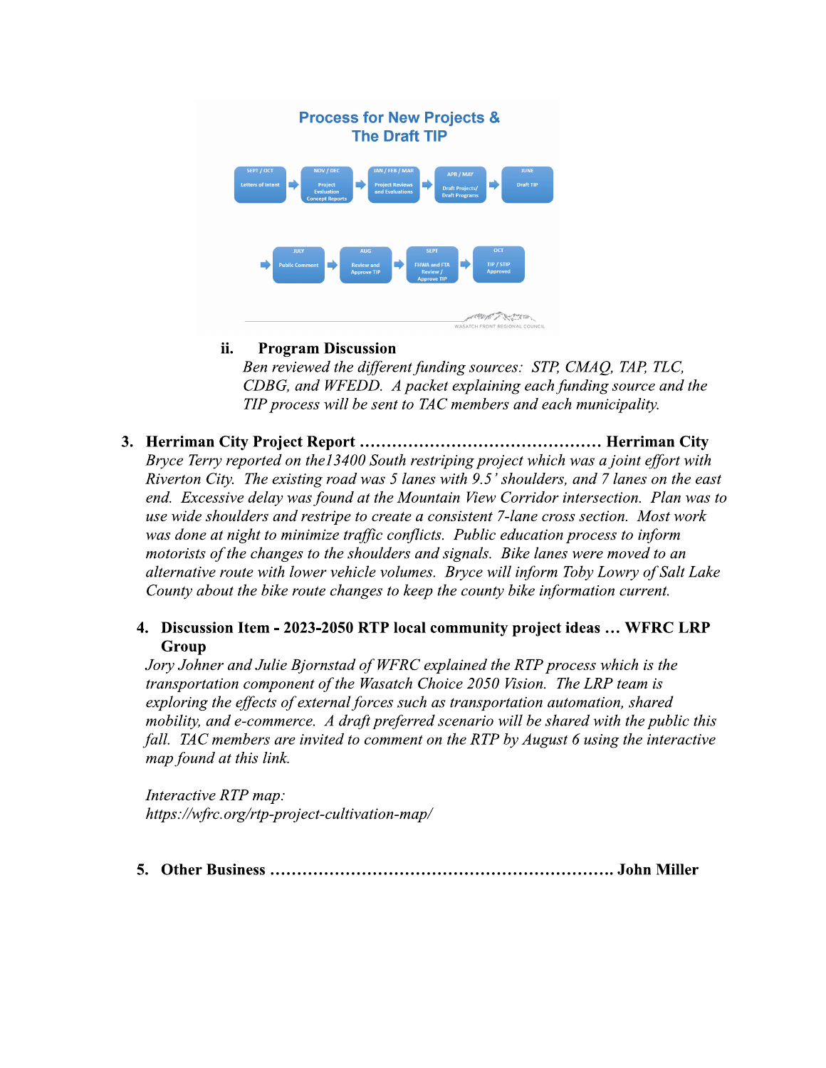**Process for New Projects & The Draft TIP**

SEPT / OCT Letters of Intent → NOV / DEC Project Evaluation Concept Reports → JAN / FEB / MAR Project Reviews and Evaluations → APR / MAY Draft Projects/ Draft Programs → JUNE Draft TIP → JULY Public Comment → AUG Review and Approve TIP → SEPT FHWA and FTA Review / Approve TIP → OCT TIP / STIP Approved

WASATCH FRONT REGIONAL COUNCIL

ii. **Program Discussion**

*Ben reviewed the different funding sources: STP, CMAQ, TAP, TLC, CDBG, and WFEDD. A packet explaining each funding source and the TIP process will be sent to TAC members and each municipality.*

3. **Herriman City Project Report ……………………………………… Herriman City**

*Bryce Terry reported on the13400 South restriping project which was a joint effort with Riverton City. The existing road was 5 lanes with 9.5' shoulders, and 7 lanes on the east end. Excessive delay was found at the Mountain View Corridor intersection. Plan was to use wide shoulders and restripe to create a consistent 7-lane cross section. Most work was done at night to minimize traffic conflicts. Public education process to inform motorists of the changes to the shoulders and signals. Bike lanes were moved to an alternative route with lower vehicle volumes. Bryce will inform Toby Lowry of Salt Lake County about the bike route changes to keep the county bike information current.*

4. **Discussion Item - 2023-2050 RTP local community project ideas … WFRC LRP Group**

*Jory Johner and Julie Bjornstad of WFRC explained the RTP process which is the transportation component of the Wasatch Choice 2050 Vision. The LRP team is exploring the effects of external forces such as transportation automation, shared mobility, and e-commerce. A draft preferred scenario will be shared with the public this fall. TAC members are invited to comment on the RTP by August 6 using the interactive map found at this link.*

*Interactive RTP map:*
*https://wfrc.org/rtp-project-cultivation-map/*

5. **Other Business ……………………………………………………… John Miller**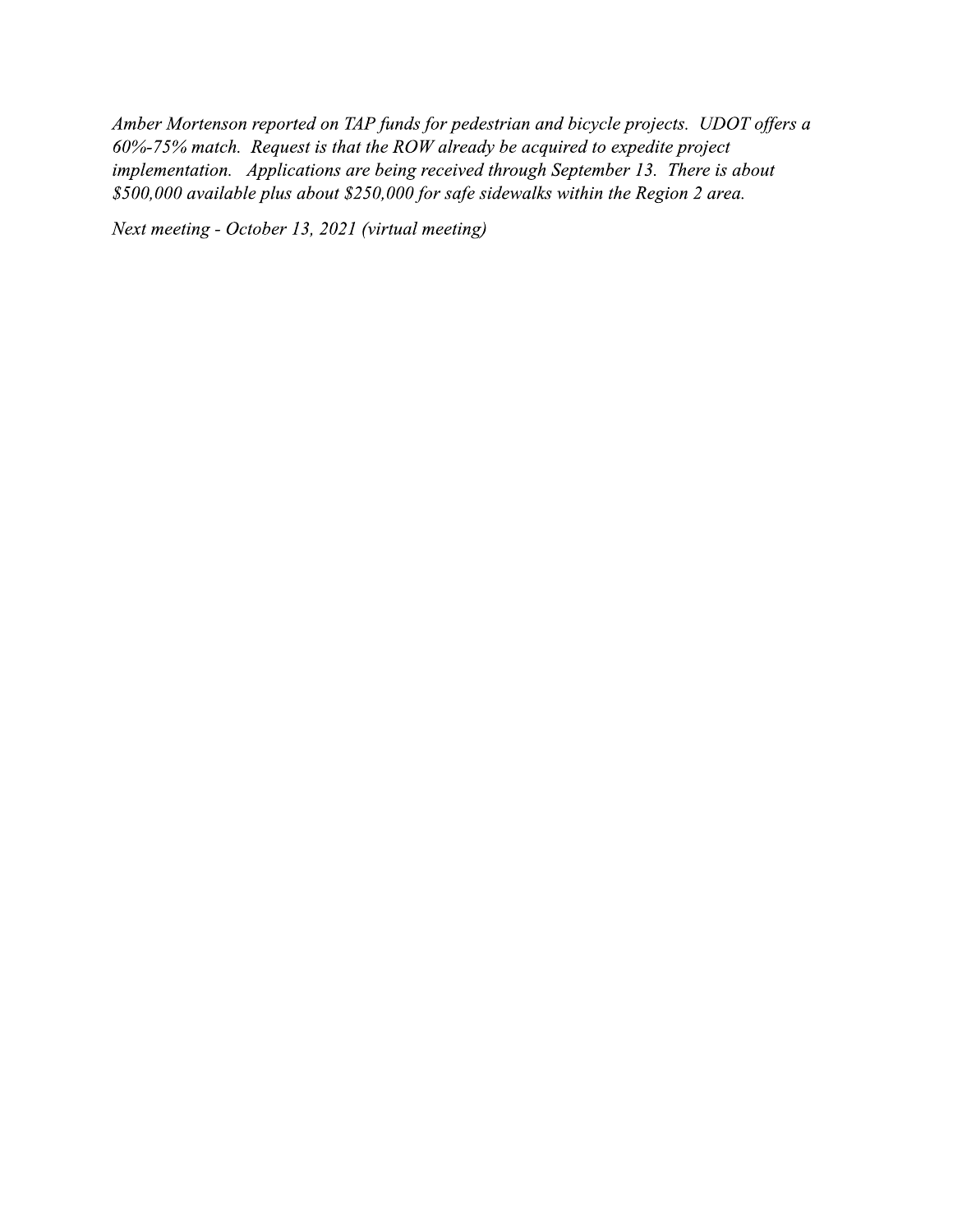*Amber Mortenson reported on TAP funds for pedestrian and bicycle projects. UDOT offers a 60%-75% match. Request is that the ROW already be acquired to expedite project implementation. Applications are being received through September 13. There is about $500,000 available plus about $250,000 for safe sidewalks within the Region 2 area.*

*Next meeting - October 13, 2021 (virtual meeting)*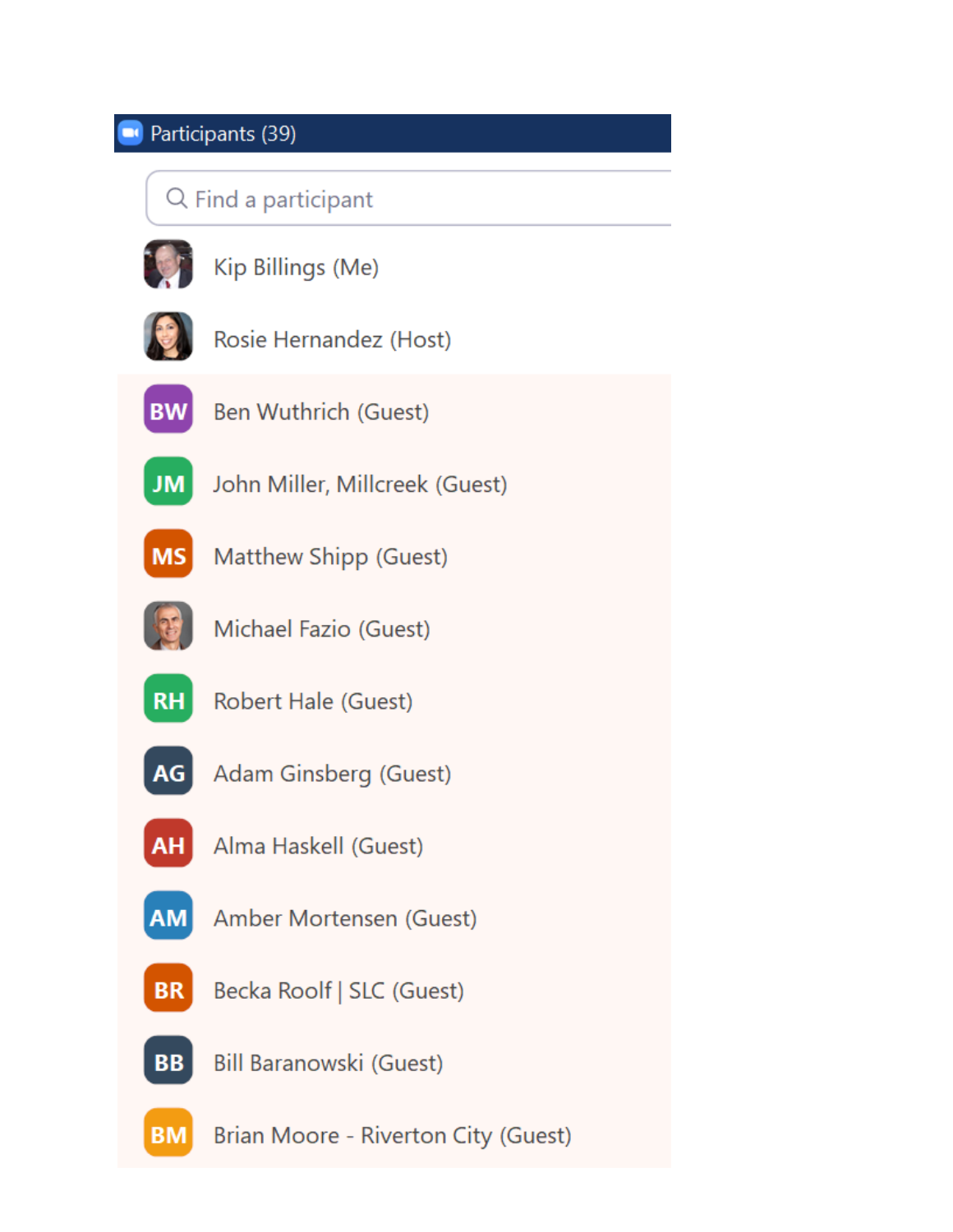Participants (39)

Find a participant

- Kip Billings (Me)
- Rosie Hernandez (Host)
- BW Ben Wuthrich (Guest)
- JM John Miller, Millcreek (Guest)
- MS Matthew Shipp (Guest)
- Michael Fazio (Guest)
- RH Robert Hale (Guest)
- AG Adam Ginsberg (Guest)
- AH Alma Haskell (Guest)
- AM Amber Mortensen (Guest)
- BR Becka Roolf | SLC (Guest)
- BB Bill Baranowski (Guest)
- BM Brian Moore - Riverton City (Guest)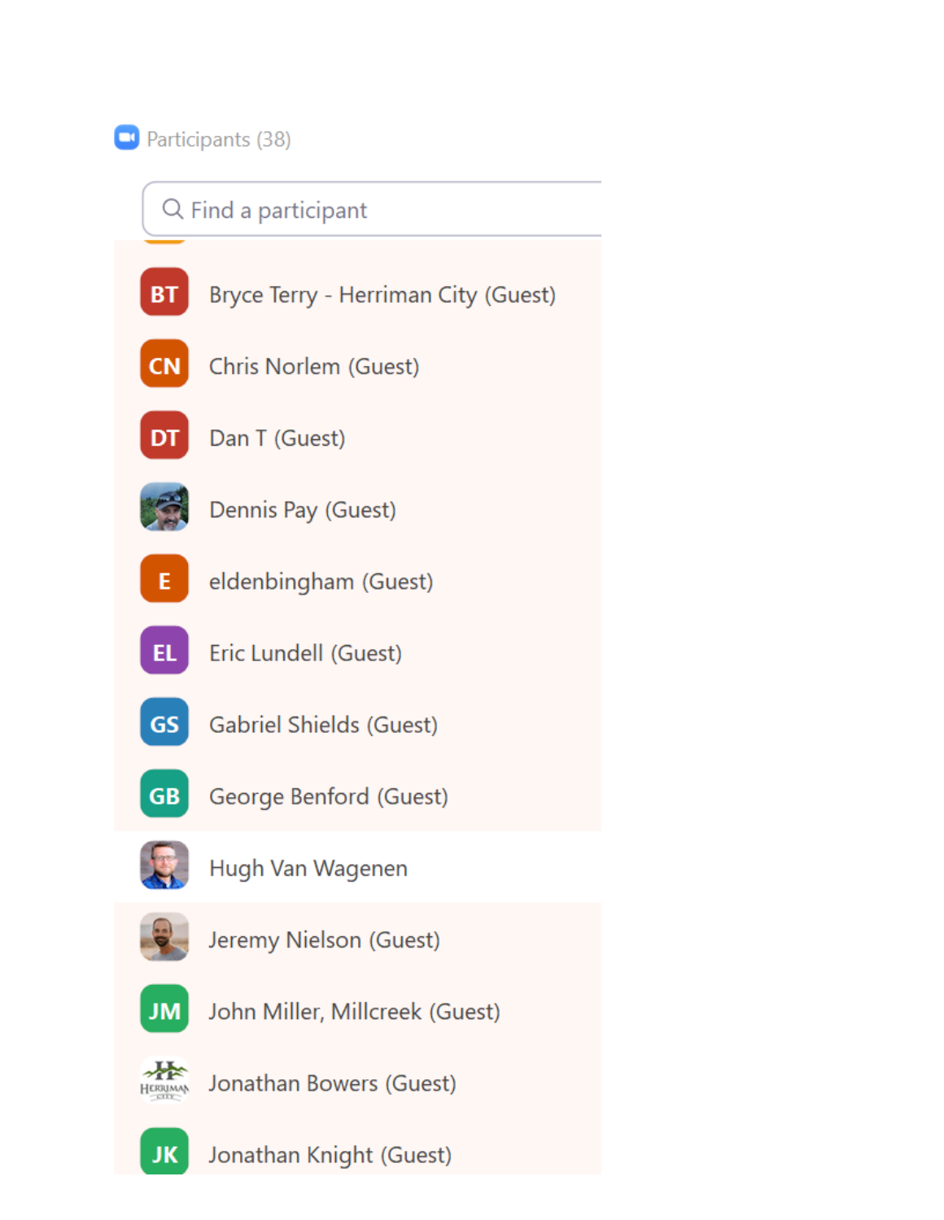Participants (38)

Find a participant

- BT Bryce Terry - Herriman City (Guest)
- CN Chris Norlem (Guest)
- DT Dan T (Guest)
- Dennis Pay (Guest)
- E eldenbingham (Guest)
- EL Eric Lundell (Guest)
- GS Gabriel Shields (Guest)
- GB George Benford (Guest)
- Hugh Van Wagenen
- Jeremy Nielson (Guest)
- JM John Miller, Millcreek (Guest)
- Jonathan Bowers (Guest)
- JK Jonathan Knight (Guest)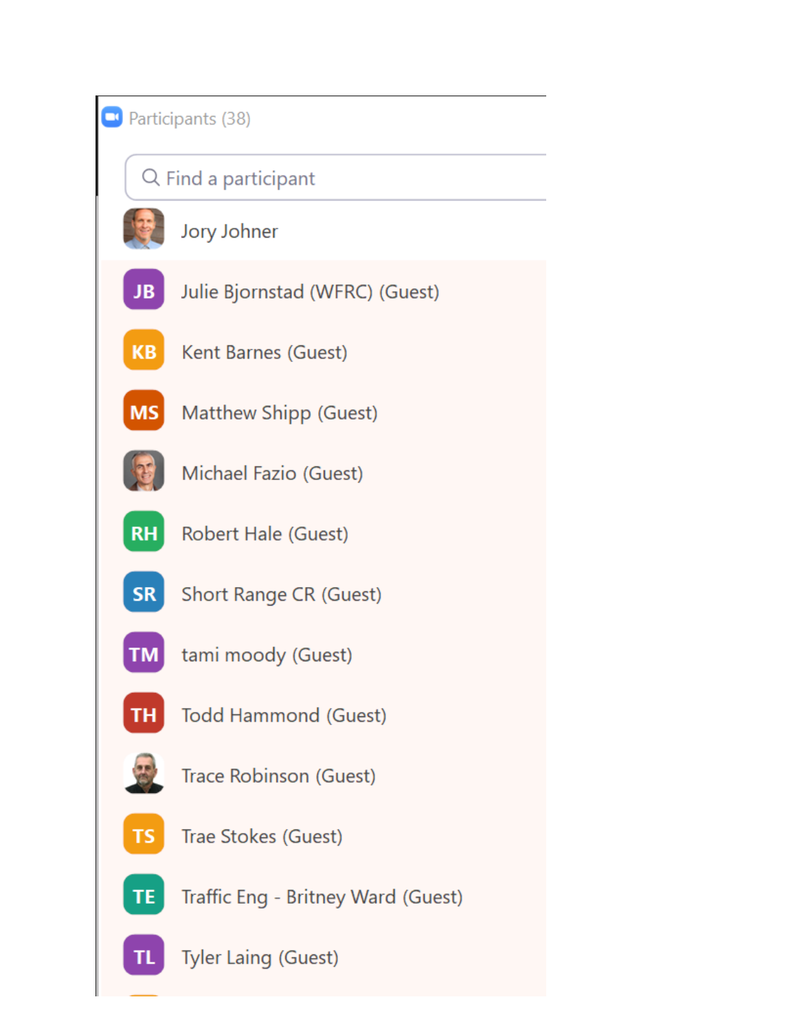Participants (38)

Find a participant

- Jory Johner
- JB Julie Bjornstad (WFRC) (Guest)
- KB Kent Barnes (Guest)
- MS Matthew Shipp (Guest)
- Michael Fazio (Guest)
- RH Robert Hale (Guest)
- SR Short Range CR (Guest)
- TM tami moody (Guest)
- TH Todd Hammond (Guest)
- Trace Robinson (Guest)
- TS Trae Stokes (Guest)
- TE Traffic Eng - Britney Ward (Guest)
- TL Tyler Laing (Guest)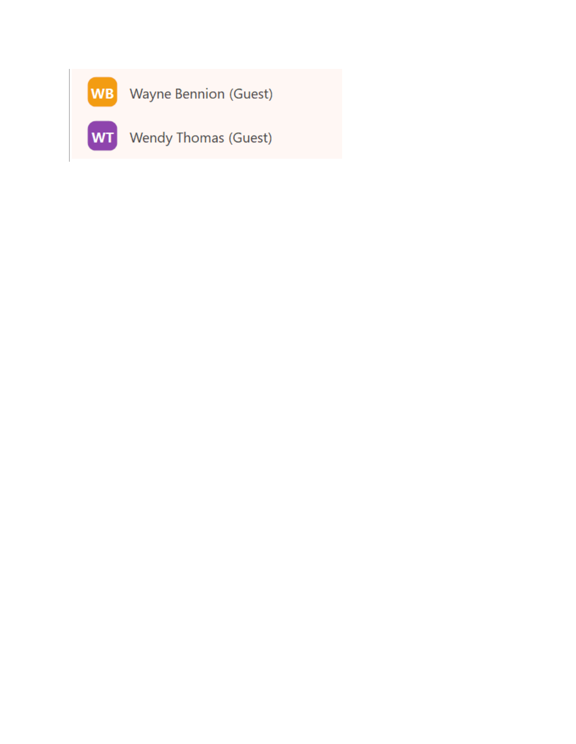WB Wayne Bennion (Guest)

WT Wendy Thomas (Guest)